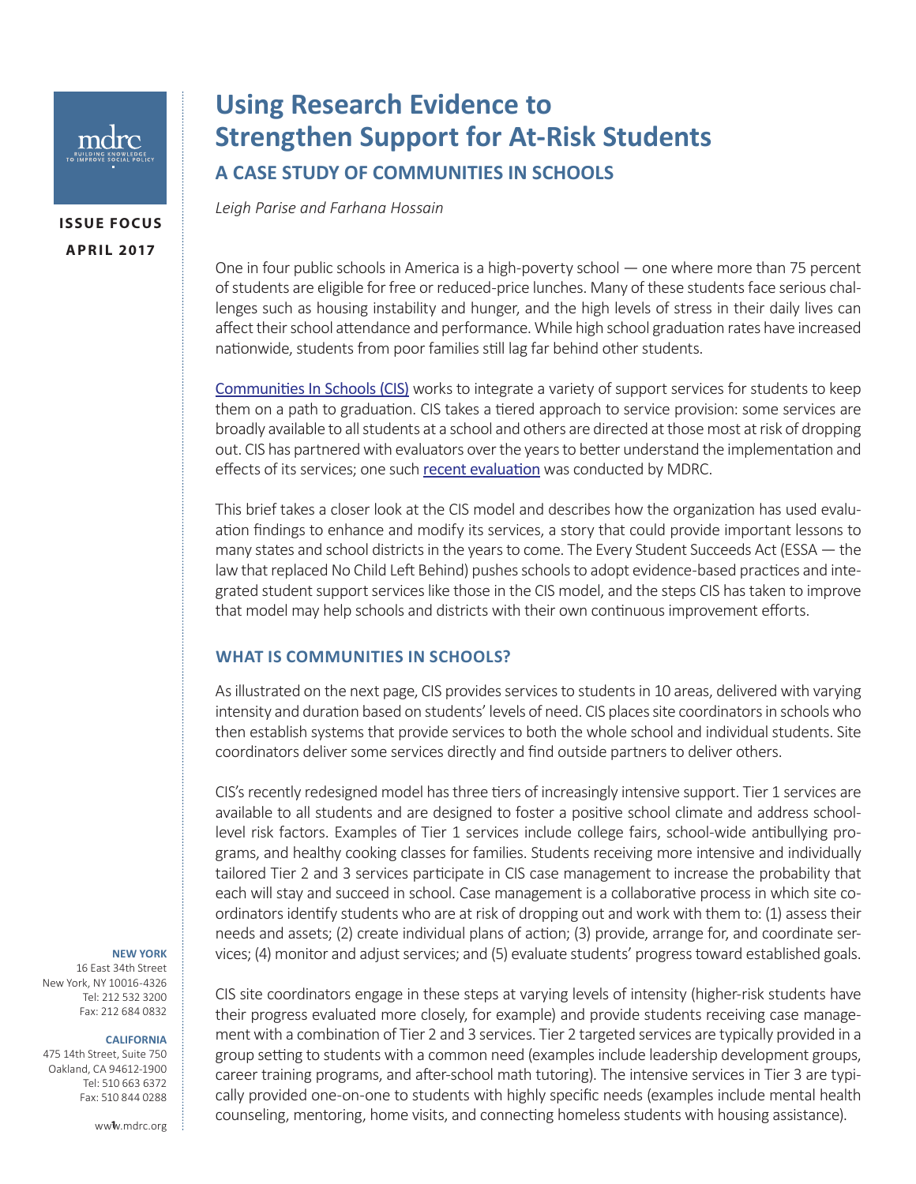**ISSUE FOCUS**
**APRIL 2017**

# Using Research Evidence to Strengthen Support for At-Risk Students

## A CASE STUDY OF COMMUNITIES IN SCHOOLS

*Leigh Parise and Farhana Hossain*

One in four public schools in America is a high-poverty school — one where more than 75 percent of students are eligible for free or reduced-price lunches. Many of these students face serious challenges such as housing instability and hunger, and the high levels of stress in their daily lives can affect their school attendance and performance. While high school graduation rates have increased nationwide, students from poor families still lag far behind other students.

Communities In Schools (CIS) works to integrate a variety of support services for students to keep them on a path to graduation. CIS takes a tiered approach to service provision: some services are broadly available to all students at a school and others are directed at those most at risk of dropping out. CIS has partnered with evaluators over the years to better understand the implementation and effects of its services; one such recent evaluation was conducted by MDRC.

This brief takes a closer look at the CIS model and describes how the organization has used evaluation findings to enhance and modify its services, a story that could provide important lessons to many states and school districts in the years to come. The Every Student Succeeds Act (ESSA — the law that replaced No Child Left Behind) pushes schools to adopt evidence-based practices and integrated student support services like those in the CIS model, and the steps CIS has taken to improve that model may help schools and districts with their own continuous improvement efforts.

### WHAT IS COMMUNITIES IN SCHOOLS?

As illustrated on the next page, CIS provides services to students in 10 areas, delivered with varying intensity and duration based on students' levels of need. CIS places site coordinators in schools who then establish systems that provide services to both the whole school and individual students. Site coordinators deliver some services directly and find outside partners to deliver others.

CIS's recently redesigned model has three tiers of increasingly intensive support. Tier 1 services are available to all students and are designed to foster a positive school climate and address school-level risk factors. Examples of Tier 1 services include college fairs, school-wide antibullying programs, and healthy cooking classes for families. Students receiving more intensive and individually tailored Tier 2 and 3 services participate in CIS case management to increase the probability that each will stay and succeed in school. Case management is a collaborative process in which site coordinators identify students who are at risk of dropping out and work with them to: (1) assess their needs and assets; (2) create individual plans of action; (3) provide, arrange for, and coordinate services; (4) monitor and adjust services; and (5) evaluate students' progress toward established goals.

CIS site coordinators engage in these steps at varying levels of intensity (higher-risk students have their progress evaluated more closely, for example) and provide students receiving case management with a combination of Tier 2 and 3 services. Tier 2 targeted services are typically provided in a group setting to students with a common need (examples include leadership development groups, career training programs, and after-school math tutoring). The intensive services in Tier 3 are typically provided one-on-one to students with highly specific needs (examples include mental health counseling, mentoring, home visits, and connecting homeless students with housing assistance).

**NEW YORK**
16 East 34th Street
New York, NY 10016-4326
Tel: 212 532 3200
Fax: 212 684 0832

**CALIFORNIA**
475 14th Street, Suite 750
Oakland, CA 94612-1900
Tel: 510 663 6372
Fax: 510 844 0288

www.mdrc.org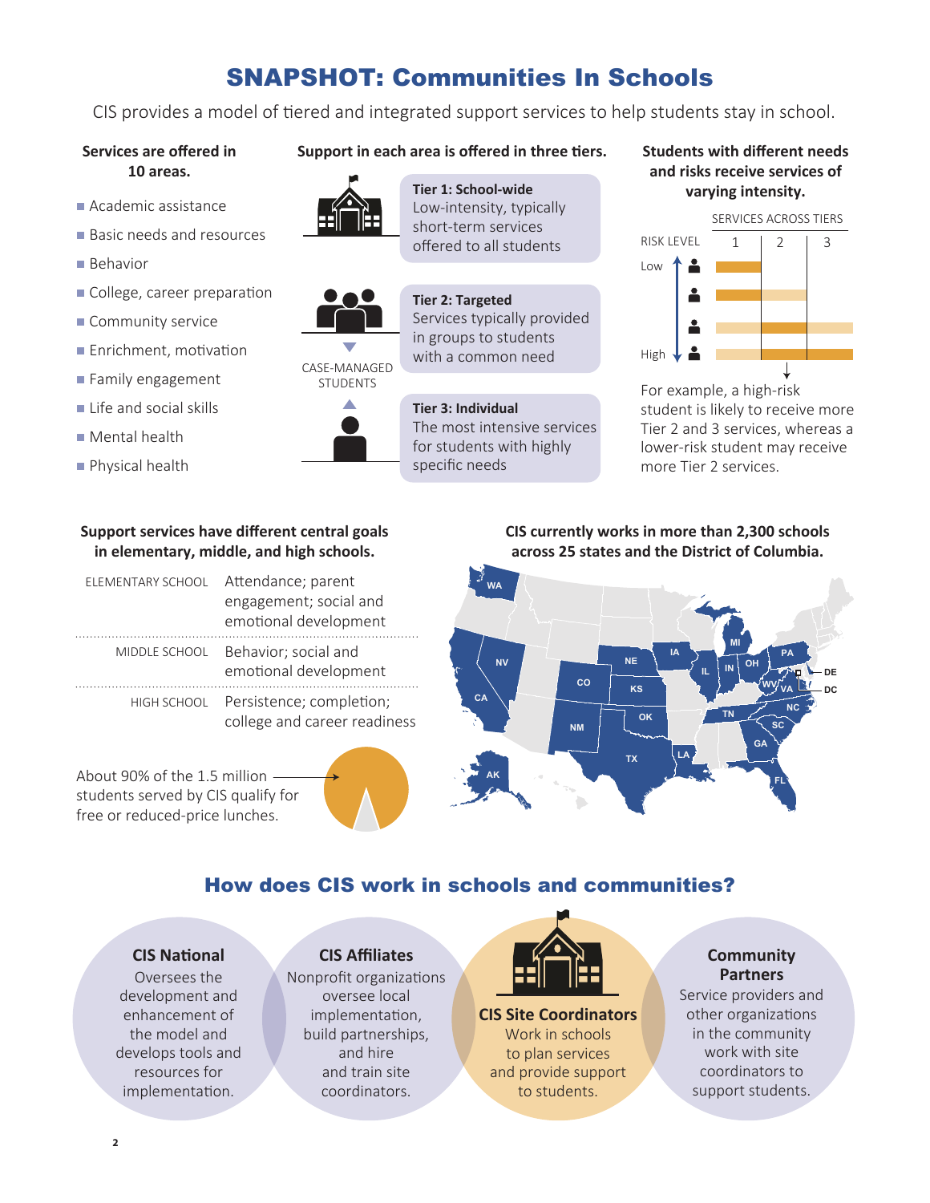# SNAPSHOT: Communities In Schools

CIS provides a model of tiered and integrated support services to help students stay in school.

### Services are offered in 10 areas.

- Academic assistance
- Basic needs and resources
- Behavior
- College, career preparation
- Community service
- Enrichment, motivation
- Family engagement
- Life and social skills
- Mental health
- Physical health

### Support in each area is offered in three tiers.

**Tier 1: School-wide**
Low-intensity, typically short-term services offered to all students

**Tier 2: Targeted**
Services typically provided in groups to students with a common need

CASE-MANAGED STUDENTS

**Tier 3: Individual**
The most intensive services for students with highly specific needs

### Students with different needs and risks receive services of varying intensity.

SERVICES ACROSS TIERS: 1, 2, 3

RISK LEVEL: Low to High

For example, a high-risk student is likely to receive more Tier 2 and 3 services, whereas a lower-risk student may receive more Tier 2 services.

### Support services have different central goals in elementary, middle, and high schools.

| | |
|---|---|
| ELEMENTARY SCHOOL | Attendance; parent engagement; social and emotional development |
| MIDDLE SCHOOL | Behavior; social and emotional development |
| HIGH SCHOOL | Persistence; completion; college and career readiness |

About 90% of the 1.5 million students served by CIS qualify for free or reduced-price lunches.

### CIS currently works in more than 2,300 schools across 25 states and the District of Columbia.

WA, NV, CA, AK, CO, NM, NE, KS, OK, TX, IA, LA, IL, IN, MI, OH, PA, WV, VA, DE, DC, NC, TN, SC, GA, FL

## How does CIS work in schools and communities?

**CIS National**
Oversees the development and enhancement of the model and develops tools and resources for implementation.

**CIS Affiliates**
Nonprofit organizations oversee local implementation, build partnerships, and hire and train site coordinators.

**CIS Site Coordinators**
Work in schools to plan services and provide support to students.

**Community Partners**
Service providers and other organizations in the community work with site coordinators to support students.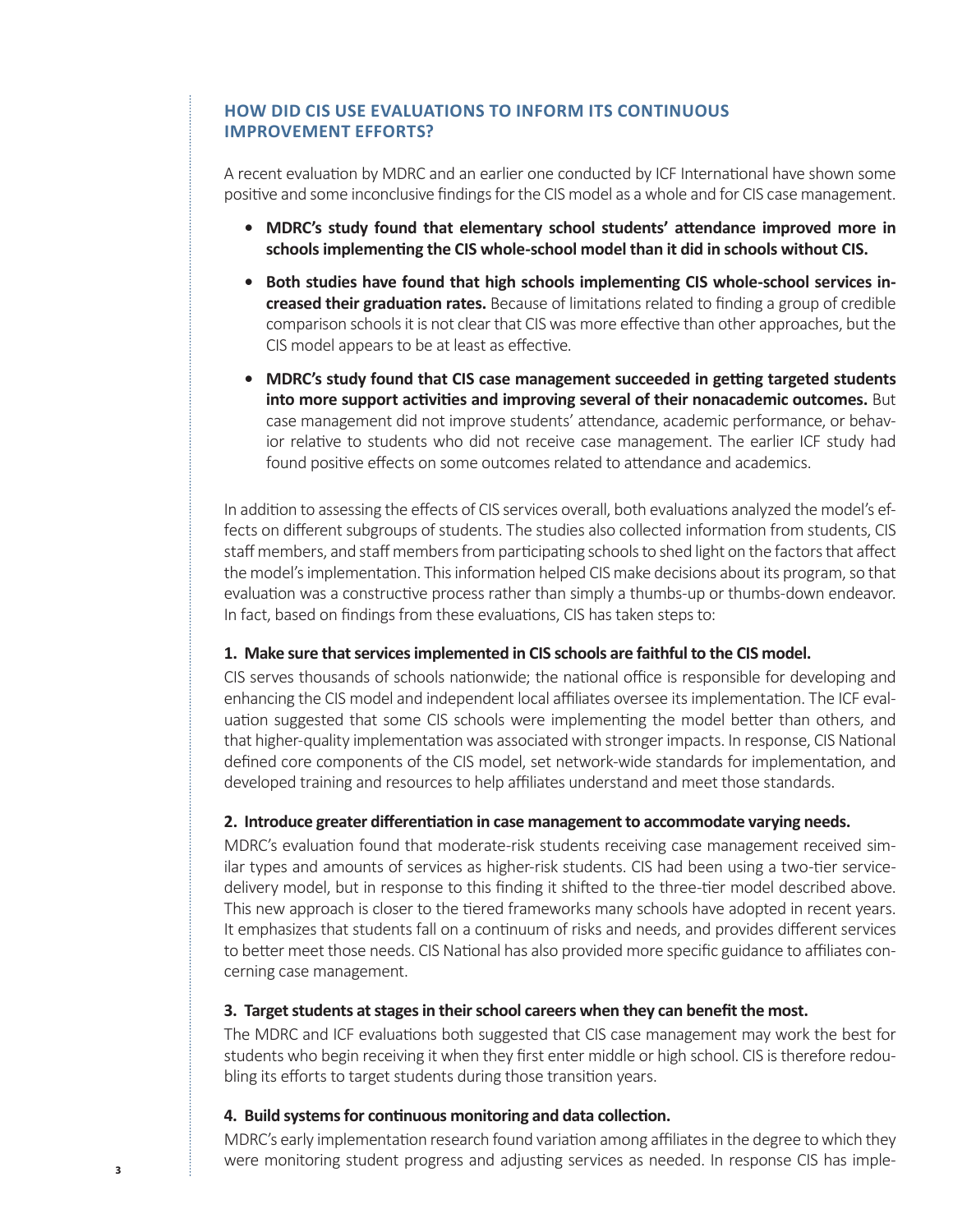## HOW DID CIS USE EVALUATIONS TO INFORM ITS CONTINUOUS IMPROVEMENT EFFORTS?

A recent evaluation by MDRC and an earlier one conducted by ICF International have shown some positive and some inconclusive findings for the CIS model as a whole and for CIS case management.

- **MDRC's study found that elementary school students' attendance improved more in schools implementing the CIS whole-school model than it did in schools without CIS.**
- **Both studies have found that high schools implementing CIS whole-school services increased their graduation rates.** Because of limitations related to finding a group of credible comparison schools it is not clear that CIS was more effective than other approaches, but the CIS model appears to be at least as effective.
- **MDRC's study found that CIS case management succeeded in getting targeted students into more support activities and improving several of their nonacademic outcomes.** But case management did not improve students' attendance, academic performance, or behavior relative to students who did not receive case management. The earlier ICF study had found positive effects on some outcomes related to attendance and academics.

In addition to assessing the effects of CIS services overall, both evaluations analyzed the model's effects on different subgroups of students. The studies also collected information from students, CIS staff members, and staff members from participating schools to shed light on the factors that affect the model's implementation. This information helped CIS make decisions about its program, so that evaluation was a constructive process rather than simply a thumbs-up or thumbs-down endeavor. In fact, based on findings from these evaluations, CIS has taken steps to:

**1. Make sure that services implemented in CIS schools are faithful to the CIS model.**

CIS serves thousands of schools nationwide; the national office is responsible for developing and enhancing the CIS model and independent local affiliates oversee its implementation. The ICF evaluation suggested that some CIS schools were implementing the model better than others, and that higher-quality implementation was associated with stronger impacts. In response, CIS National defined core components of the CIS model, set network-wide standards for implementation, and developed training and resources to help affiliates understand and meet those standards.

**2. Introduce greater differentiation in case management to accommodate varying needs.**

MDRC's evaluation found that moderate-risk students receiving case management received similar types and amounts of services as higher-risk students. CIS had been using a two-tier service-delivery model, but in response to this finding it shifted to the three-tier model described above. This new approach is closer to the tiered frameworks many schools have adopted in recent years. It emphasizes that students fall on a continuum of risks and needs, and provides different services to better meet those needs. CIS National has also provided more specific guidance to affiliates concerning case management.

**3. Target students at stages in their school careers when they can benefit the most.**

The MDRC and ICF evaluations both suggested that CIS case management may work the best for students who begin receiving it when they first enter middle or high school. CIS is therefore redoubling its efforts to target students during those transition years.

**4. Build systems for continuous monitoring and data collection.**

MDRC's early implementation research found variation among affiliates in the degree to which they were monitoring student progress and adjusting services as needed. In response CIS has imple-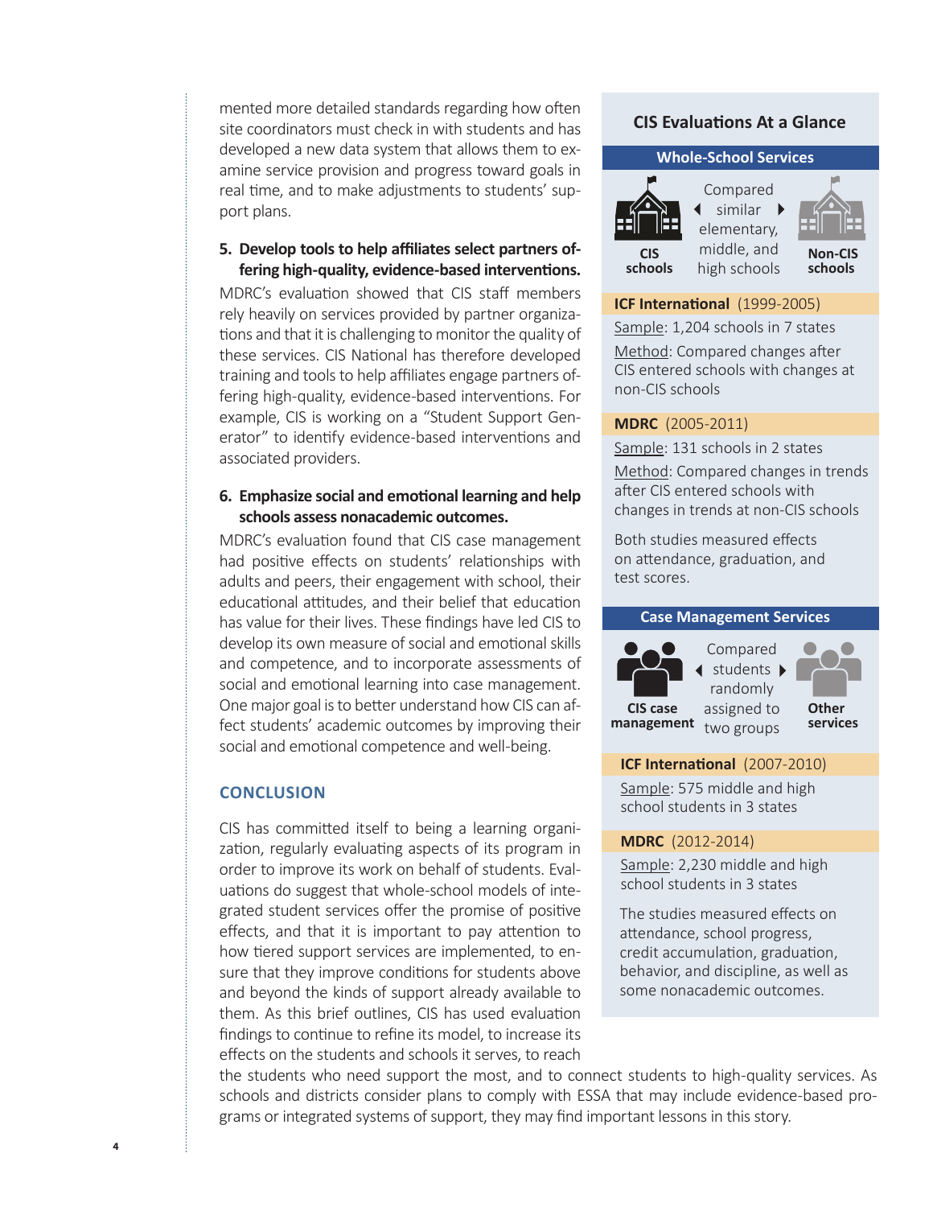mented more detailed standards regarding how often site coordinators must check in with students and has developed a new data system that allows them to examine service provision and progress toward goals in real time, and to make adjustments to students' support plans.

5. **Develop tools to help affiliates select partners offering high-quality, evidence-based interventions.**

MDRC's evaluation showed that CIS staff members rely heavily on services provided by partner organizations and that it is challenging to monitor the quality of these services. CIS National has therefore developed training and tools to help affiliates engage partners offering high-quality, evidence-based interventions. For example, CIS is working on a "Student Support Generator" to identify evidence-based interventions and associated providers.

6. **Emphasize social and emotional learning and help schools assess nonacademic outcomes.**

MDRC's evaluation found that CIS case management had positive effects on students' relationships with adults and peers, their engagement with school, their educational attitudes, and their belief that education has value for their lives. These findings have led CIS to develop its own measure of social and emotional skills and competence, and to incorporate assessments of social and emotional learning into case management. One major goal is to better understand how CIS can affect students' academic outcomes by improving their social and emotional competence and well-being.

## CONCLUSION

CIS has committed itself to being a learning organization, regularly evaluating aspects of its program in order to improve its work on behalf of students. Evaluations do suggest that whole-school models of integrated student services offer the promise of positive effects, and that it is important to pay attention to how tiered support services are implemented, to ensure that they improve conditions for students above and beyond the kinds of support already available to them. As this brief outlines, CIS has used evaluation findings to continue to refine its model, to increase its effects on the students and schools it serves, to reach the students who need support the most, and to connect students to high-quality services. As schools and districts consider plans to comply with ESSA that may include evidence-based programs or integrated systems of support, they may find important lessons in this story.

### CIS Evaluations At a Glance

**Whole-School Services**

**CIS schools** ◂ Compared similar elementary, middle, and high schools ▸ **Non-CIS schools**

**ICF International** (1999-2005)

Sample: 1,204 schools in 7 states

Method: Compared changes after CIS entered schools with changes at non-CIS schools

**MDRC** (2005-2011)

Sample: 131 schools in 2 states

Method: Compared changes in trends after CIS entered schools with changes in trends at non-CIS schools

Both studies measured effects on attendance, graduation, and test scores.

**Case Management Services**

**CIS case management** ◂ Compared students randomly assigned to two groups ▸ **Other services**

**ICF International** (2007-2010)

Sample: 575 middle and high school students in 3 states

**MDRC** (2012-2014)

Sample: 2,230 middle and high school students in 3 states

The studies measured effects on attendance, school progress, credit accumulation, graduation, behavior, and discipline, as well as some nonacademic outcomes.